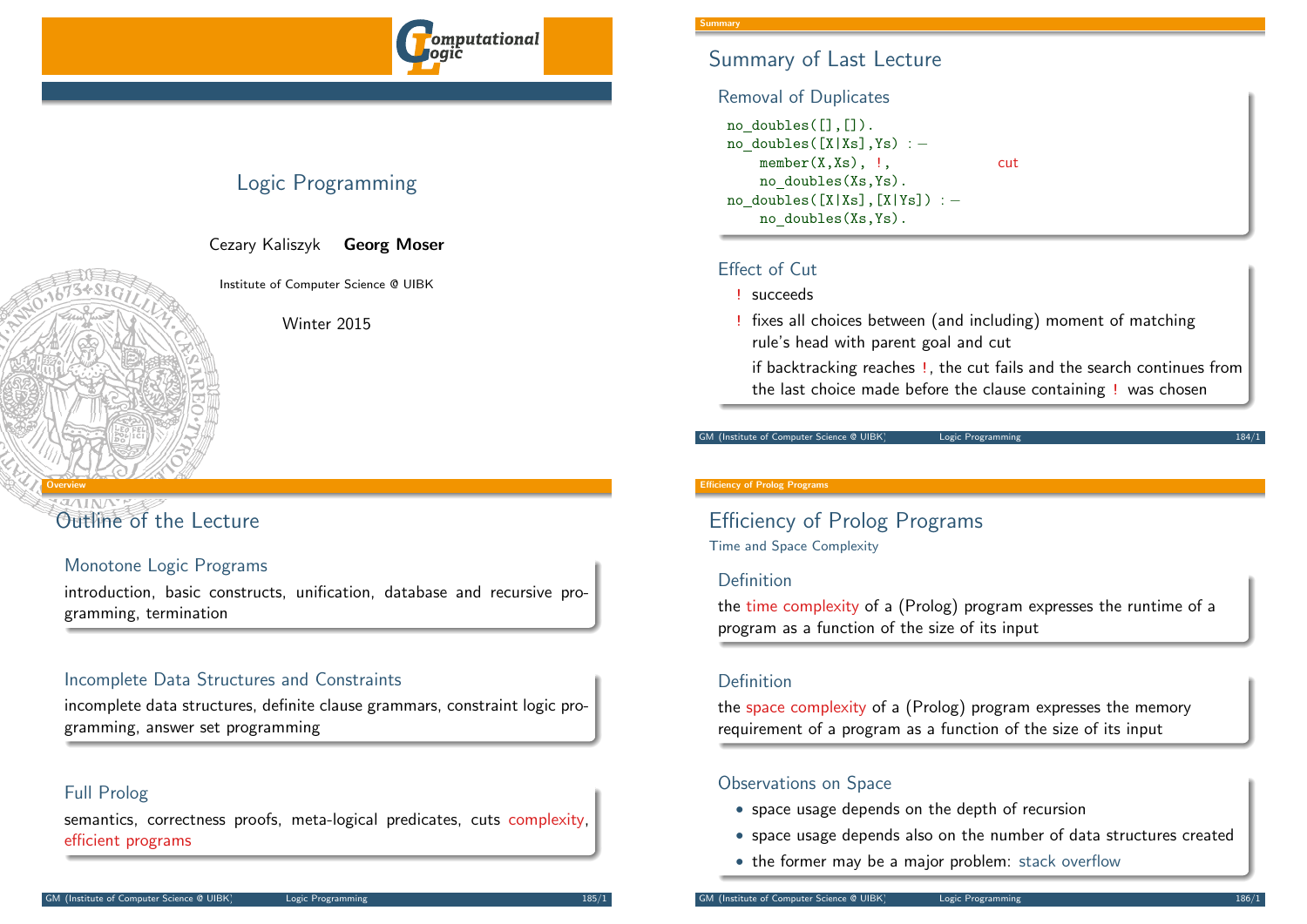# Logic Programming

Cezary Kaliszyk **Georg Moser**

Institute of Computer Science @ UIBK

Winter 2015

## Summary of Last Lecture

### Removal of Duplicates

```
no_doubles([],[]).
no_doubles([X|Xs],Ys) :-
    member(X,Xs), !,              cut
    no_doubles(Xs,Ys).
no_doubles([X|Xs],[X|Ys]) :-
    no_doubles(Xs,Ys).
```

### Effect of Cut

- ! succeeds
- ! fixes all choices between (and including) moment of matching rule's head with parent goal and cut

  if backtracking reaches !, the cut fails and the search continues from the last choice made before the clause containing ! was chosen

## Outline of the Lecture

### Monotone Logic Programs

introduction, basic constructs, unification, database and recursive programming, termination

### Incomplete Data Structures and Constraints

incomplete data structures, definite clause grammars, constraint logic programming, answer set programming

### Full Prolog

semantics, correctness proofs, meta-logical predicates, cuts complexity, efficient programs

## Efficiency of Prolog Programs

Time and Space Complexity

### Definition

the time complexity of a (Prolog) program expresses the runtime of a program as a function of the size of its input

### Definition

the space complexity of a (Prolog) program expresses the memory requirement of a program as a function of the size of its input

### Observations on Space

- space usage depends on the depth of recursion
- space usage depends also on the number of data structures created
- the former may be a major problem: stack overflow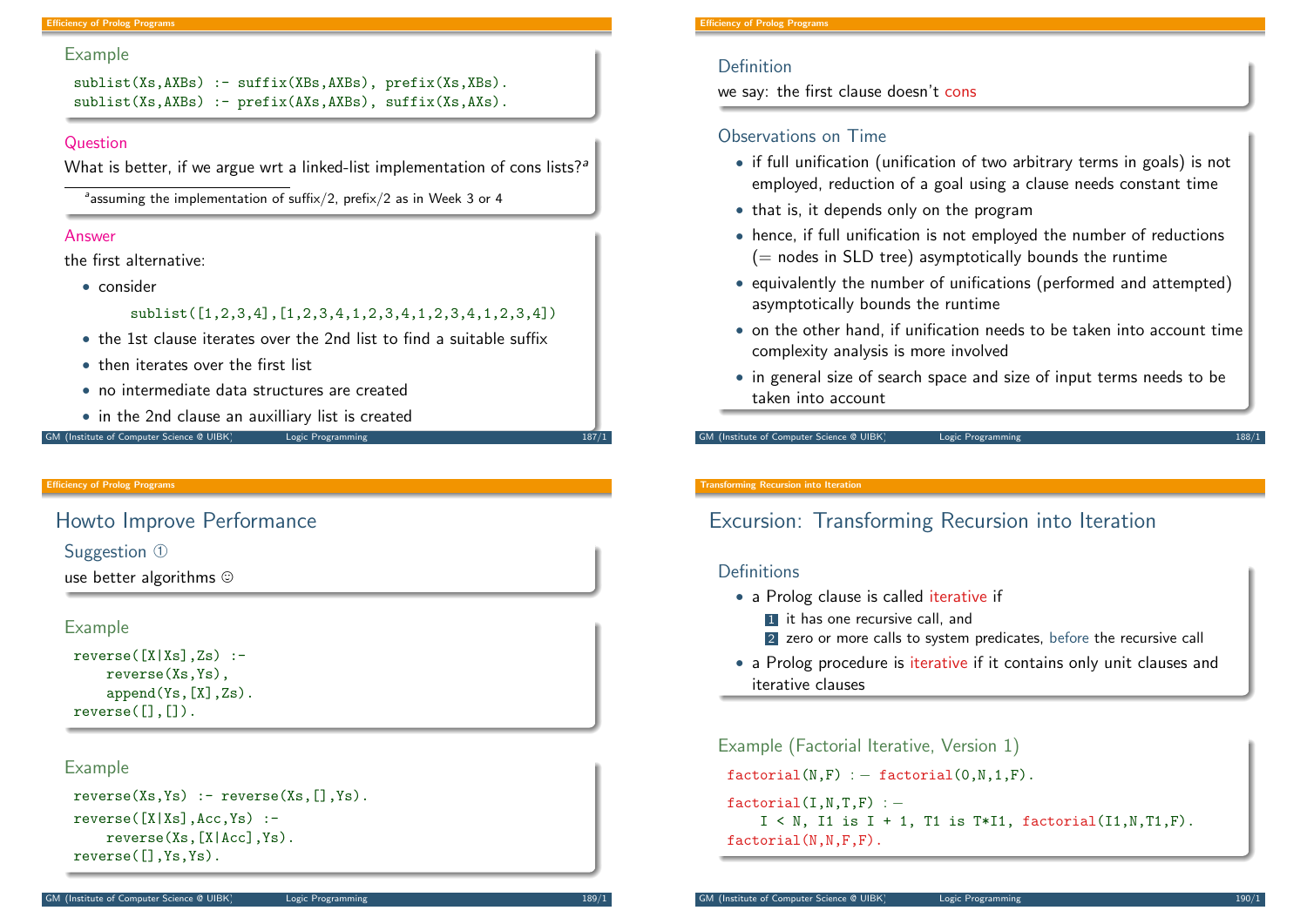### Example

```
sublist(Xs,AXBs) :- suffix(XBs,AXBs), prefix(Xs,XBs).
sublist(Xs,AXBs) :- prefix(AXs,AXBs), suffix(Xs,AXs).
```

### Question

What is better, if we argue wrt a linked-list implementation of cons lists?[a]

[a] assuming the implementation of suffix/2, prefix/2 as in Week 3 or 4

### Answer

the first alternative:

- consider

  ```
  sublist([1,2,3,4],[1,2,3,4,1,2,3,4,1,2,3,4,1,2,3,4])
  ```

- the 1st clause iterates over the 2nd list to find a suitable suffix
- then iterates over the first list
- no intermediate data structures are created
- in the 2nd clause an auxilliary list is created

### Definition

we say: the first clause doesn't cons

### Observations on Time

- if full unification (unification of two arbitrary terms in goals) is not employed, reduction of a goal using a clause needs constant time
- that is, it depends only on the program
- hence, if full unification is not employed the number of reductions (= nodes in SLD tree) asymptotically bounds the runtime
- equivalently the number of unifications (performed and attempted) asymptotically bounds the runtime
- on the other hand, if unification needs to be taken into account time complexity analysis is more involved
- in general size of search space and size of input terms needs to be taken into account

## Howto Improve Performance

### Suggestion ①

use better algorithms ☺

### Example

```
reverse([X|Xs],Zs) :-
    reverse(Xs,Ys),
    append(Ys,[X],Zs).
reverse([],[]).
```

### Example

```
reverse(Xs,Ys) :- reverse(Xs,[],Ys).
reverse([X|Xs],Acc,Ys) :-
    reverse(Xs,[X|Acc],Ys).
reverse([],Ys,Ys).
```

## Excursion: Transforming Recursion into Iteration

### Definitions

- a Prolog clause is called iterative if
  1. it has one recursive call, and
  2. zero or more calls to system predicates, before the recursive call
- a Prolog procedure is iterative if it contains only unit clauses and iterative clauses

### Example (Factorial Iterative, Version 1)

```
factorial(N,F) :- factorial(0,N,1,F).

factorial(I,N,T,F) :-
    I < N, I1 is I + 1, T1 is T*I1, factorial(I1,N,T1,F).
factorial(N,N,F,F).
```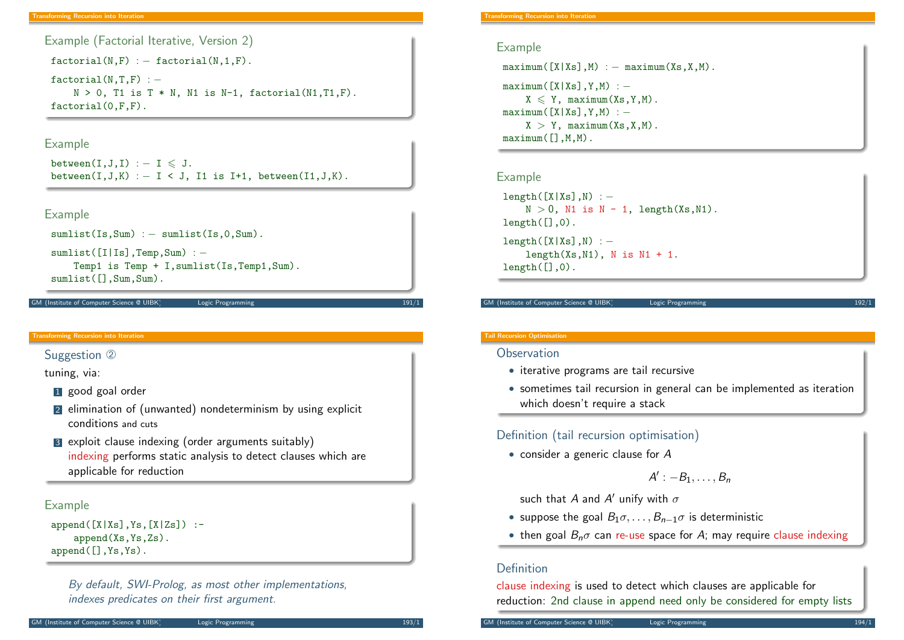## Transforming Recursion into Iteration

### Example (Factorial Iterative, Version 2)

```
factorial(N,F) :- factorial(N,1,F).

factorial(N,T,F) :-
    N > 0, T1 is T * N, N1 is N-1, factorial(N1,T1,F).
factorial(0,F,F).
```

### Example

```
between(I,J,I) :- I ⩽ J.
between(I,J,K) :- I < J, I1 is I+1, between(I1,J,K).
```

### Example

```
sumlist(Is,Sum) :- sumlist(Is,0,Sum).

sumlist([I|Is],Temp,Sum) :-
    Temp1 is Temp + I,sumlist(Is,Temp1,Sum).
sumlist([],Sum,Sum).
```

## Transforming Recursion into Iteration

### Example

```
maximum([X|Xs],M) :- maximum(Xs,X,M).

maximum([X|Xs],Y,M) :-
    X ⩽ Y, maximum(Xs,Y,M).
maximum([X|Xs],Y,M) :-
    X > Y, maximum(Xs,X,M).
maximum([],M,M).
```

### Example

```
length([X|Xs],N) :-
    N > 0, N1 is N - 1, length(Xs,N1).
length([],0).

length([X|Xs],N) :-
    length(Xs,N1), N is N1 + 1.
length([],0).
```

## Transforming Recursion into Iteration

### Suggestion ②

tuning, via:

1. good goal order
2. elimination of (unwanted) nondeterminism by using explicit conditions and cuts
3. exploit clause indexing (order arguments suitably)
   indexing performs static analysis to detect clauses which are applicable for reduction

### Example

```
append([X|Xs],Ys,[X|Zs]) :-
    append(Xs,Ys,Zs).
append([],Ys,Ys).
```

*By default, SWI-Prolog, as most other implementations, indexes predicates on their first argument.*

## Tail Recursion Optimisation

### Observation

- iterative programs are tail recursive
- sometimes tail recursion in general can be implemented as iteration which doesn't require a stack

### Definition (tail recursion optimisation)

- consider a generic clause for $A$

$$A' :- B_1, \ldots, B_n$$

  such that $A$ and $A'$ unify with $\sigma$
- suppose the goal $B_1\sigma, \ldots, B_{n-1}\sigma$ is deterministic
- then goal $B_n\sigma$ can re-use space for $A$; may require clause indexing

### Definition

clause indexing is used to detect which clauses are applicable for reduction: 2nd clause in append need only be considered for empty lists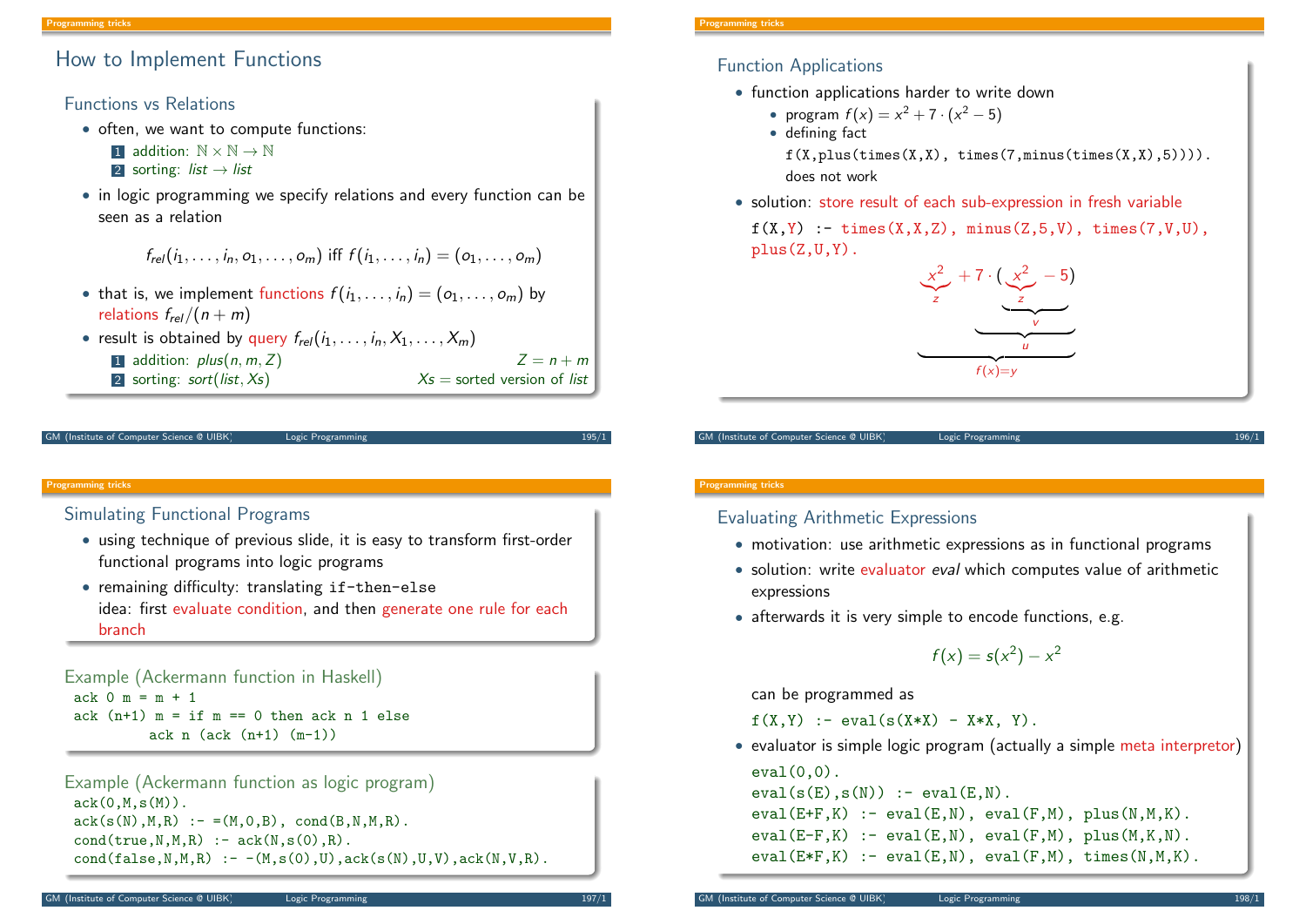# How to Implement Functions

## Functions vs Relations

- often, we want to compute functions:
  1. addition: $\mathbb{N} \times \mathbb{N} \to \mathbb{N}$
  2. sorting: *list* $\to$ *list*
- in logic programming we specify relations and every function can be seen as a relation

$$f_{rel}(i_1, \ldots, i_n, o_1, \ldots, o_m) \text{ iff } f(i_1, \ldots, i_n) = (o_1, \ldots, o_m)$$

- that is, we implement functions $f(i_1, \ldots, i_n) = (o_1, \ldots, o_m)$ by relations $f_{rel}/(n+m)$
- result is obtained by query $f_{rel}(i_1, \ldots, i_n, X_1, \ldots, X_m)$
  1. addition: $plus(n, m, Z)$ — $Z = n + m$
  2. sorting: $sort(list, Xs)$ — $Xs$ = sorted version of *list*

## Function Applications

- function applications harder to write down
  - program $f(x) = x^2 + 7 \cdot (x^2 - 5)$
  - defining fact
    ```
    f(X,plus(times(X,X), times(7,minus(times(X,X),5)))).
    ```
    does not work
- solution: store result of each sub-expression in fresh variable

```
f(X,Y) :- times(X,X,Z), minus(Z,5,V), times(7,V,U),
plus(Z,U,Y).
```

$$\underbrace{\underbrace{x^2}_{z} + 7 \cdot (\underbrace{\underbrace{\underbrace{x^2}_{z} - 5}_{v})}_{u}}_{f(x)=y}$$

## Simulating Functional Programs

- using technique of previous slide, it is easy to transform first-order functional programs into logic programs
- remaining difficulty: translating `if-then-else`
  idea: first evaluate condition, and then generate one rule for each branch

### Example (Ackermann function in Haskell)

```
ack 0 m = m + 1
ack (n+1) m = if m == 0 then ack n 1 else
        ack n (ack (n+1) (m-1))
```

### Example (Ackermann function as logic program)

```
ack(0,M,s(M)).
ack(s(N),M,R) :- =(M,0,B), cond(B,N,M,R).
cond(true,N,M,R) :- ack(N,s(0),R).
cond(false,N,M,R) :- -(M,s(0),U),ack(s(N),U,V),ack(N,V,R).
```

## Evaluating Arithmetic Expressions

- motivation: use arithmetic expressions as in functional programs
- solution: write evaluator *eval* which computes value of arithmetic expressions
- afterwards it is very simple to encode functions, e.g.

$$f(x) = s(x^2) - x^2$$

can be programmed as

```
f(X,Y) :- eval(s(X*X) - X*X, Y).
```

- evaluator is simple logic program (actually a simple meta interpretor)

```
eval(0,0).
eval(s(E),s(N)) :- eval(E,N).
eval(E+F,K) :- eval(E,N), eval(F,M), plus(N,M,K).
eval(E-F,K) :- eval(E,N), eval(F,M), plus(M,K,N).
eval(E*F,K) :- eval(E,N), eval(F,M), times(N,M,K).
```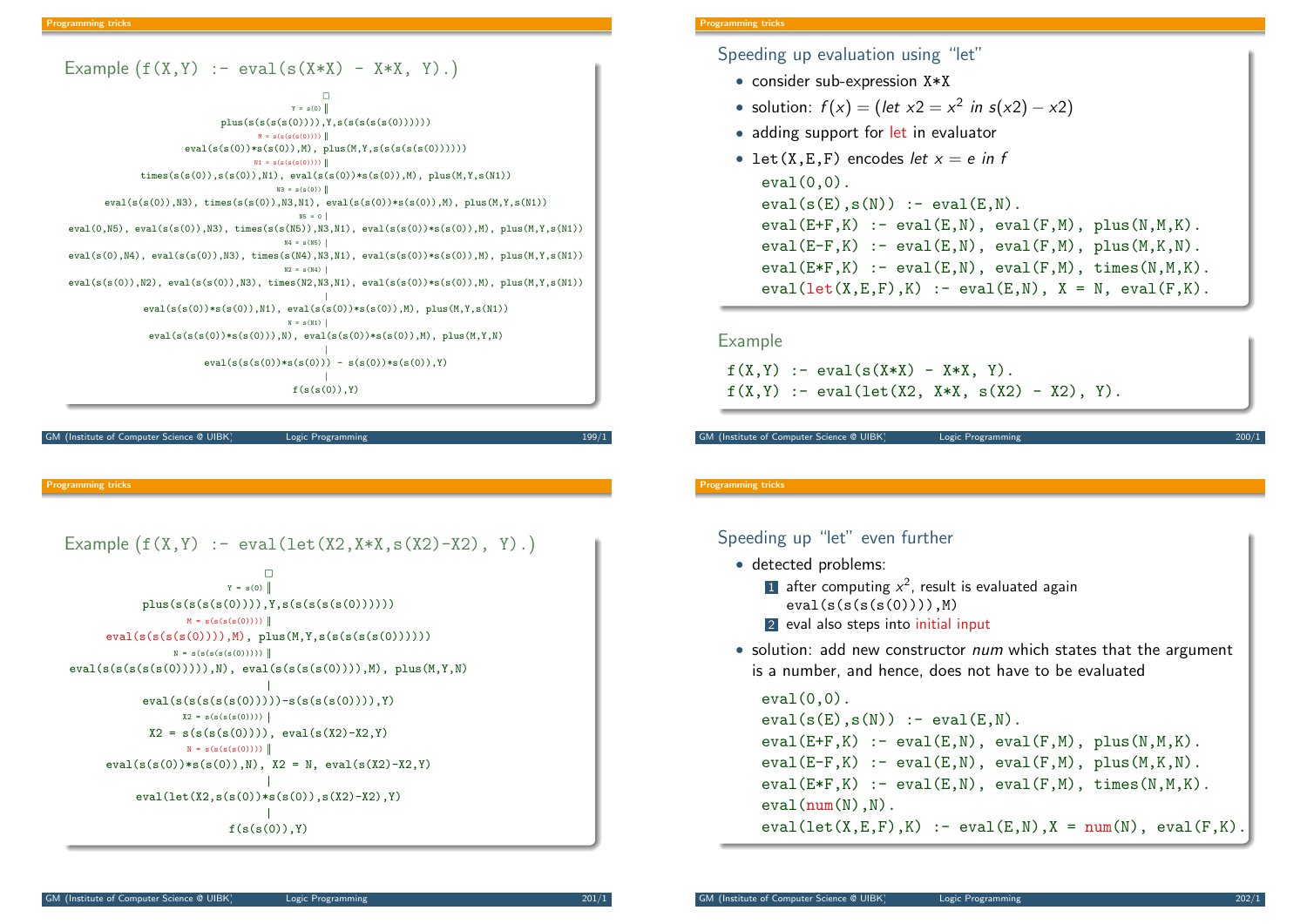## Example (f(X,Y) :- eval(s(X*X) - X*X, Y).)

```
□
Y = s(0) ‖
plus(s(s(s(s(0)))),Y,s(s(s(s(s(0))))))
M = s(s(s(s(0)))) ‖
eval(s(s(0))*s(s(0)),M), plus(M,Y,s(s(s(s(s(0))))))
N1 = s(s(s(s(0)))) ‖
times(s(s(0)),s(s(0)),N1), eval(s(s(0))*s(s(0)),M), plus(M,Y,s(N1))
N3 = s(s(0)) ‖
eval(s(s(0)),N3), times(s(s(0)),N3,N1), eval(s(s(0))*s(s(0)),M), plus(M,Y,s(N1))
N5 = 0 |
eval(0,N5), eval(s(s(0)),N3), times(s(s(N5)),N3,N1), eval(s(s(0))*s(s(0)),M), plus(M,Y,s(N1))
N4 = s(N5) |
eval(s(0),N4), eval(s(s(0)),N3), times(s(N4),N3,N1), eval(s(s(0))*s(s(0)),M), plus(M,Y,s(N1))
N2 = s(N4) |
eval(s(s(0)),N2), eval(s(s(0)),N3), times(N2,N3,N1), eval(s(s(0))*s(s(0)),M), plus(M,Y,s(N1))
|
eval(s(s(0))*s(s(0)),N1), eval(s(s(0))*s(s(0)),M), plus(M,Y,s(N1))
N = s(N1) |
eval(s(s(s(0))*s(s(0))),N), eval(s(s(0))*s(s(0)),M), plus(M,Y,N)
|
eval(s(s(s(0))*s(s(0))) - s(s(0))*s(s(0)),Y)
|
f(s(s(0)),Y)
```

## Speeding up evaluation using "let"

- consider sub-expression X*X
- solution: $f(x) = (let\ x2 = x^2\ in\ s(x2) - x2)$
- adding support for let in evaluator
- let(X,E,F) encodes *let x = e in f*

```
eval(0,0).
eval(s(E),s(N)) :- eval(E,N).
eval(E+F,K) :- eval(E,N), eval(F,M), plus(N,M,K).
eval(E-F,K) :- eval(E,N), eval(F,M), plus(M,K,N).
eval(E*F,K) :- eval(E,N), eval(F,M), times(N,M,K).
eval(let(X,E,F),K) :- eval(E,N), X = N, eval(F,K).
```

### Example

```
f(X,Y) :- eval(s(X*X) - X*X, Y).
f(X,Y) :- eval(let(X2, X*X, s(X2) - X2), Y).
```

## Example (f(X,Y) :- eval(let(X2,X*X,s(X2)-X2), Y).)

```
□
Y = s(0) ‖
plus(s(s(s(s(0)))),Y,s(s(s(s(s(0))))))
M = s(s(s(s(0)))) ‖
eval(s(s(s(s(0)))),M), plus(M,Y,s(s(s(s(s(0))))))
N = s(s(s(s(s(0))))) ‖
eval(s(s(s(s(s(0))))),N), eval(s(s(s(s(0)))),M), plus(M,Y,N)
|
eval(s(s(s(s(s(0)))))-s(s(s(s(0)))),Y)
X2 = s(s(s(s(0)))) |
X2 = s(s(s(s(0)))), eval(s(X2)-X2,Y)
N = s(s(s(s(0)))) ‖
eval(s(s(0))*s(s(0)),N), X2 = N, eval(s(X2)-X2,Y)
|
eval(let(X2,s(s(0))*s(s(0)),s(X2)-X2),Y)
|
f(s(s(0)),Y)
```

## Speeding up "let" even further

- detected problems:
  1. after computing $x^2$, result is evaluated again
     eval(s(s(s(s(0)))),M)
  2. eval also steps into initial input
- solution: add new constructor *num* which states that the argument is a number, and hence, does not have to be evaluated

```
eval(0,0).
eval(s(E),s(N)) :- eval(E,N).
eval(E+F,K) :- eval(E,N), eval(F,M), plus(N,M,K).
eval(E-F,K) :- eval(E,N), eval(F,M), plus(M,K,N).
eval(E*F,K) :- eval(E,N), eval(F,M), times(N,M,K).
eval(num(N),N).
eval(let(X,E,F),K) :- eval(E,N),X = num(N), eval(F,K).
```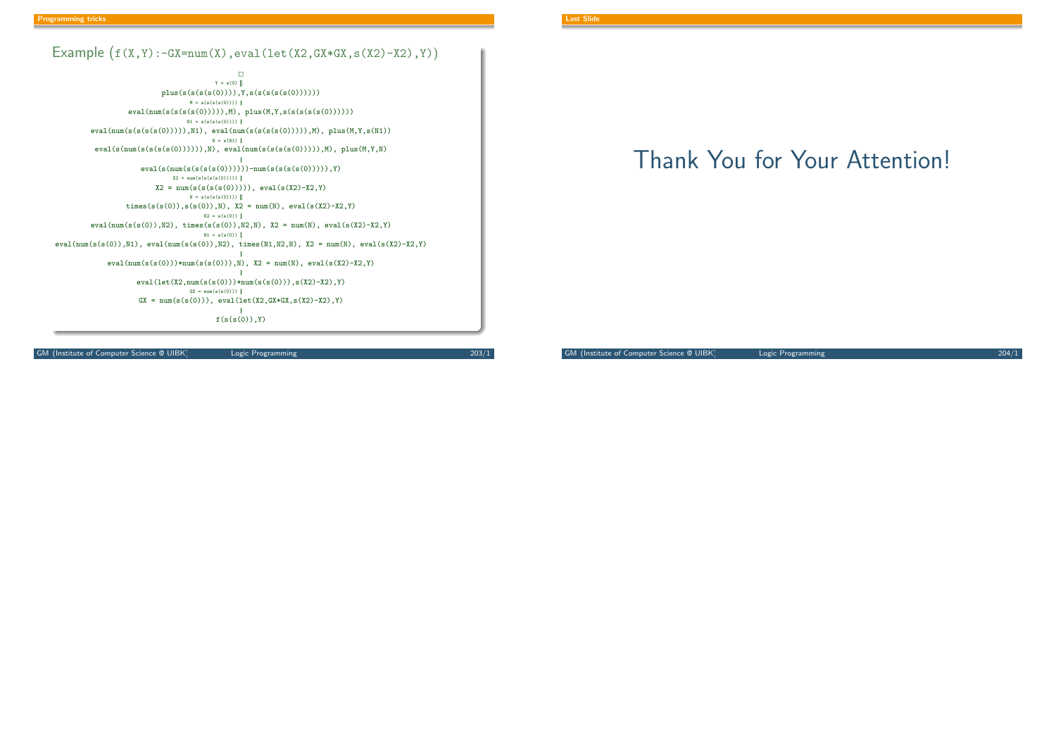## Example (f(X,Y):-GX=num(X),eval(let(X2,GX*GX,s(X2)-X2),Y))

```
□
Y = s(0) ||
plus(s(s(s(s(0)))),Y,s(s(s(s(s(0))))))
M = s(s(s(s(0)))) |
eval(num(s(s(s(s(0))))),M), plus(M,Y,s(s(s(s(s(0))))))
N1 = s(s(s(s(0)))) |
eval(num(s(s(s(s(0))))),N1), eval(num(s(s(s(s(0))))),M), plus(M,Y,s(N1))
N = s(N1) |
eval(s(num(s(s(s(s(0)))))),N), eval(num(s(s(s(s(0))))),M), plus(M,Y,N)
|
eval(s(num(s(s(s(s(0))))))-num(s(s(s(s(0))))),Y)
X2 = num(s(s(s(s(0))))) |
X2 = num(s(s(s(s(0))))), eval(s(X2)-X2,Y)
N = s(s(s(s(0)))) ||
times(s(s(0)),s(s(0)),N), X2 = num(N), eval(s(X2)-X2,Y)
N2 = s(s(0)) |
eval(num(s(s(0))),N2), times(s(s(0)),N2,N), X2 = num(N), eval(s(X2)-X2,Y)
N1 = s(s(0)) |
eval(num(s(s(0))),N1), eval(num(s(s(0))),N2), times(N1,N2,N), X2 = num(N), eval(s(X2)-X2,Y)
|
eval(num(s(s(0)))*num(s(s(0))),N), X2 = num(N), eval(s(X2)-X2,Y)
|
eval(let(X2,num(s(s(0)))*num(s(s(0))),s(X2)-X2),Y)
GX = num(s(s(0))) |
GX = num(s(s(0))), eval(let(X2,GX*GX,s(X2)-X2),Y)
|
f(s(s(0)),Y)
```

# Thank You for Your Attention!